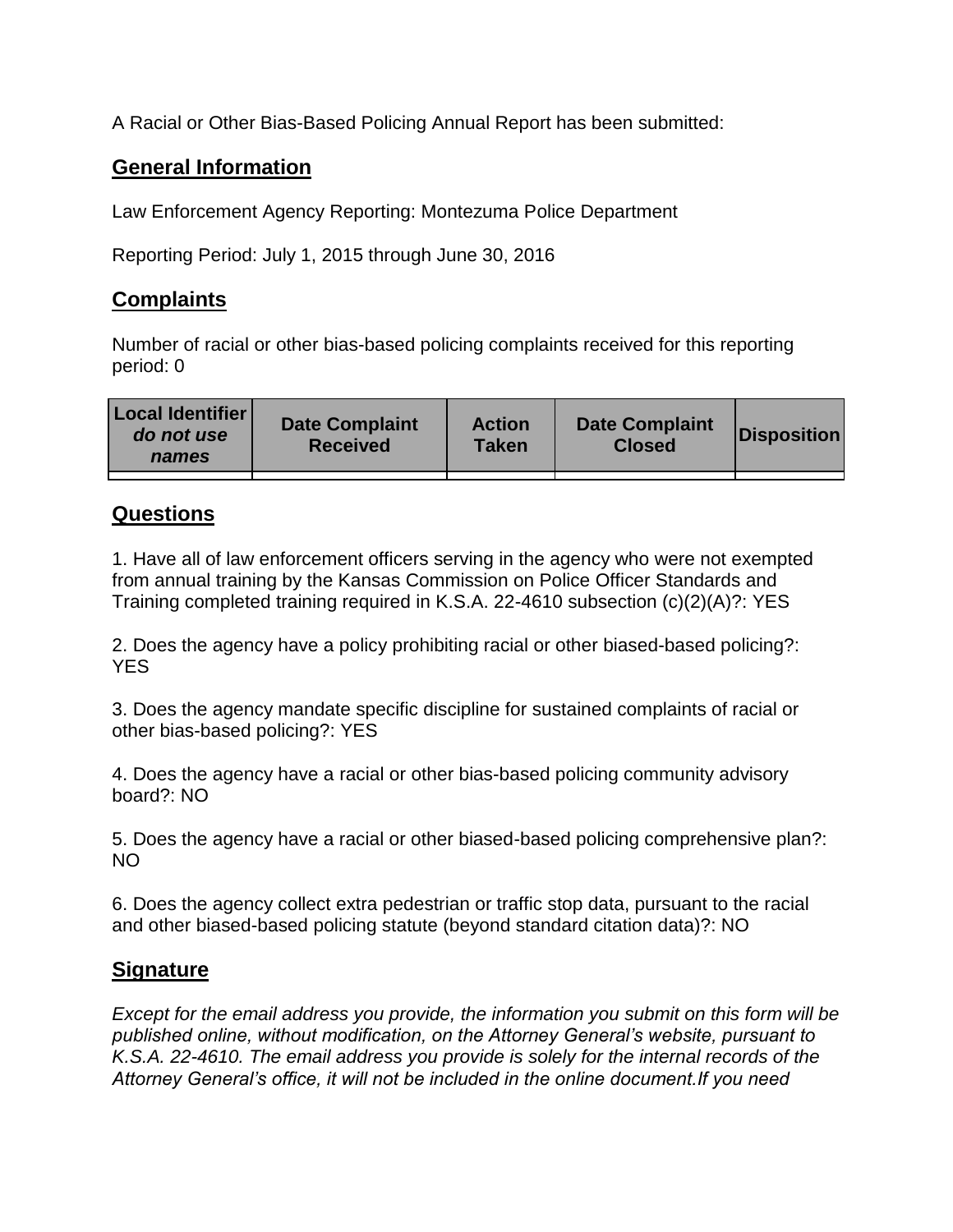A Racial or Other Bias-Based Policing Annual Report has been submitted:

## General Information

Law Enforcement Agency Reporting: Montezuma Police Department

Reporting Period: July 1, 2015 through June 30, 2016

## Complaints

Number of racial or other bias-based policing complaints received for this reporting period: 0

| Local Identifier *do not use names* | Date Complaint Received | Action Taken | Date Complaint Closed | Disposition |
|---|---|---|---|---|
| | | | | |

## Questions

1. Have all of law enforcement officers serving in the agency who were not exempted from annual training by the Kansas Commission on Police Officer Standards and Training completed training required in K.S.A. 22-4610 subsection (c)(2)(A)?: YES

2. Does the agency have a policy prohibiting racial or other biased-based policing?: YES

3. Does the agency mandate specific discipline for sustained complaints of racial or other bias-based policing?: YES

4. Does the agency have a racial or other bias-based policing community advisory board?: NO

5. Does the agency have a racial or other biased-based policing comprehensive plan?: NO

6. Does the agency collect extra pedestrian or traffic stop data, pursuant to the racial and other biased-based policing statute (beyond standard citation data)?: NO

## Signature

*Except for the email address you provide, the information you submit on this form will be published online, without modification, on the Attorney General's website, pursuant to K.S.A. 22-4610. The email address you provide is solely for the internal records of the Attorney General's office, it will not be included in the online document.If you need*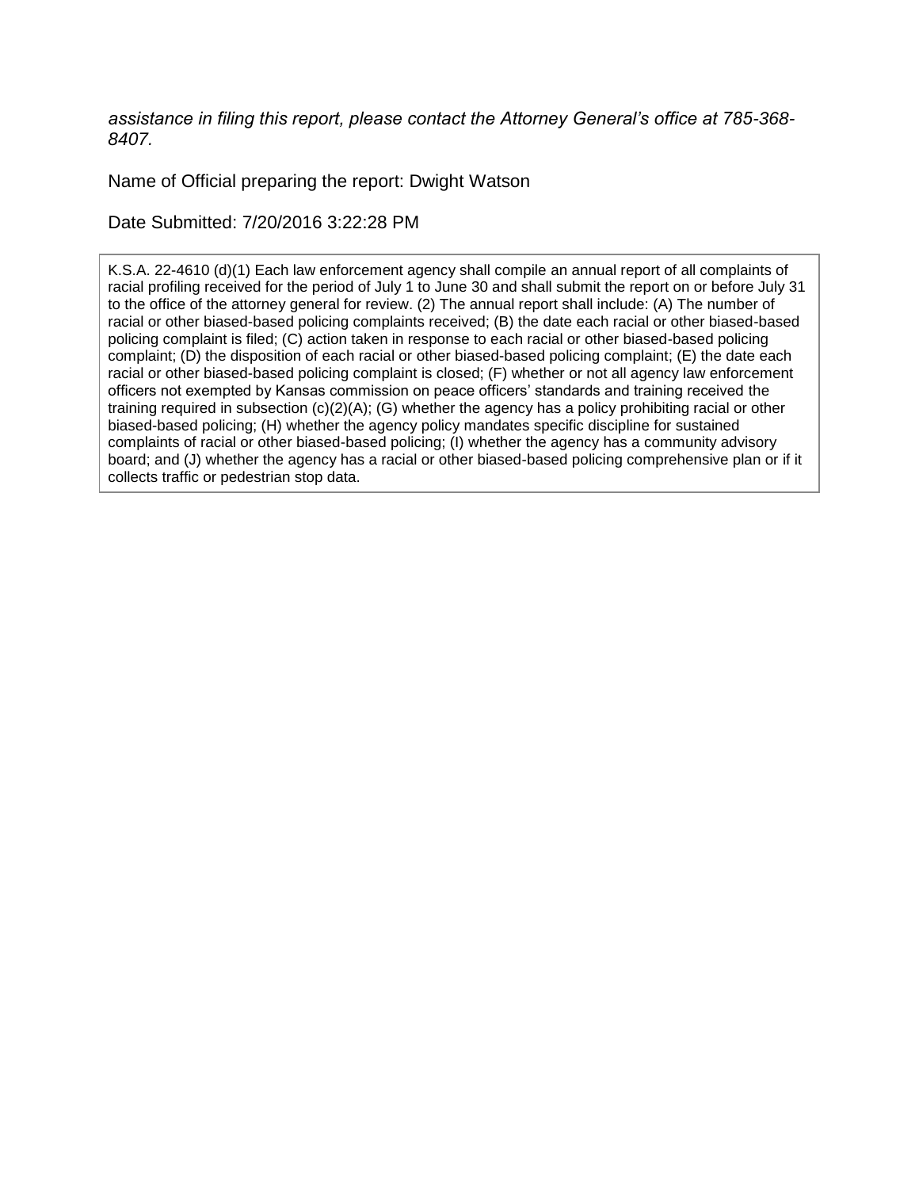*assistance in filing this report, please contact the Attorney General's office at 785-368-8407.*

Name of Official preparing the report: Dwight Watson

Date Submitted: 7/20/2016 3:22:28 PM

K.S.A. 22-4610 (d)(1) Each law enforcement agency shall compile an annual report of all complaints of racial profiling received for the period of July 1 to June 30 and shall submit the report on or before July 31 to the office of the attorney general for review. (2) The annual report shall include: (A) The number of racial or other biased-based policing complaints received; (B) the date each racial or other biased-based policing complaint is filed; (C) action taken in response to each racial or other biased-based policing complaint; (D) the disposition of each racial or other biased-based policing complaint; (E) the date each racial or other biased-based policing complaint is closed; (F) whether or not all agency law enforcement officers not exempted by Kansas commission on peace officers' standards and training received the training required in subsection (c)(2)(A); (G) whether the agency has a policy prohibiting racial or other biased-based policing; (H) whether the agency policy mandates specific discipline for sustained complaints of racial or other biased-based policing; (I) whether the agency has a community advisory board; and (J) whether the agency has a racial or other biased-based policing comprehensive plan or if it collects traffic or pedestrian stop data.